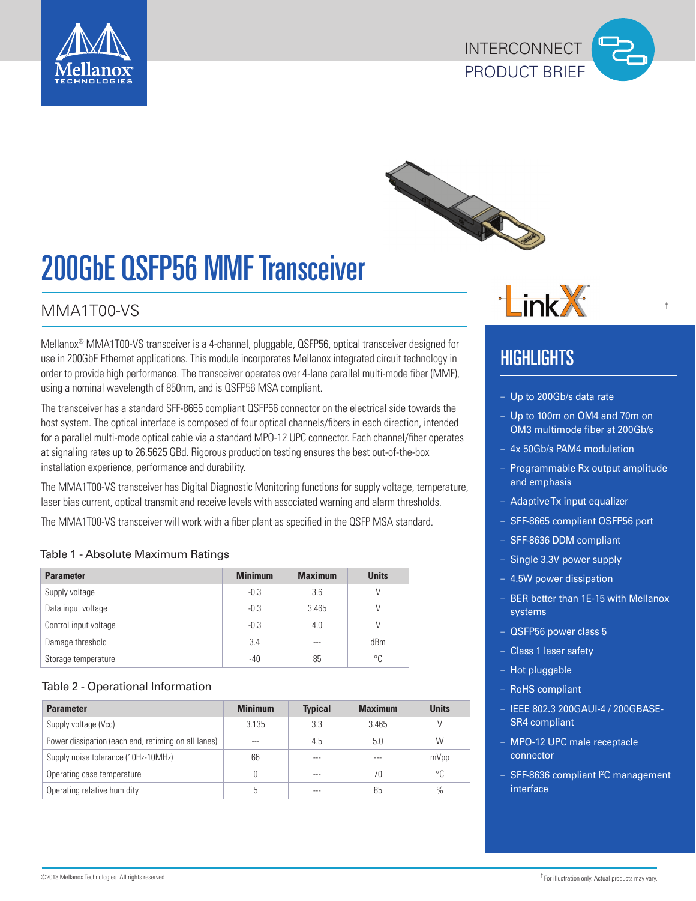INTERCONNECT
PRODUCT BRIEF

# 200GbE QSFP56 MMF Transceiver

## MMA1T00-VS

Mellanox® MMA1T00-VS transceiver is a 4-channel, pluggable, QSFP56, optical transceiver designed for use in 200GbE Ethernet applications. This module incorporates Mellanox integrated circuit technology in order to provide high performance. The transceiver operates over 4-lane parallel multi-mode fiber (MMF), using a nominal wavelength of 850nm, and is QSFP56 MSA compliant.

The transceiver has a standard SFF-8665 compliant QSFP56 connector on the electrical side towards the host system. The optical interface is composed of four optical channels/fibers in each direction, intended for a parallel multi-mode optical cable via a standard MPO-12 UPC connector. Each channel/fiber operates at signaling rates up to 26.5625 GBd. Rigorous production testing ensures the best out-of-the-box installation experience, performance and durability.

The MMA1T00-VS transceiver has Digital Diagnostic Monitoring functions for supply voltage, temperature, laser bias current, optical transmit and receive levels with associated warning and alarm thresholds.

The MMA1T00-VS transceiver will work with a fiber plant as specified in the QSFP MSA standard.

Table 1 - Absolute Maximum Ratings

| Parameter | Minimum | Maximum | Units |
|---|---|---|---|
| Supply voltage | -0.3 | 3.6 | V |
| Data input voltage | -0.3 | 3.465 | V |
| Control input voltage | -0.3 | 4.0 | V |
| Damage threshold | 3.4 | --- | dBm |
| Storage temperature | -40 | 85 | °C |

Table 2 - Operational Information

| Parameter | Minimum | Typical | Maximum | Units |
|---|---|---|---|---|
| Supply voltage (Vcc) | 3.135 | 3.3 | 3.465 | V |
| Power dissipation (each end, retiming on all lanes) | --- | 4.5 | 5.0 | W |
| Supply noise tolerance (10Hz-10MHz) | 66 | --- | --- | mVpp |
| Operating case temperature | 0 | --- | 70 | °C |
| Operating relative humidity | 5 | --- | 85 | % |

LinkX †

## HIGHLIGHTS

- Up to 200Gb/s data rate
- Up to 100m on OM4 and 70m on OM3 multimode fiber at 200Gb/s
- 4x 50Gb/s PAM4 modulation
- Programmable Rx output amplitude and emphasis
- Adaptive Tx input equalizer
- SFF-8665 compliant QSFP56 port
- SFF-8636 DDM compliant
- Single 3.3V power supply
- 4.5W power dissipation
- BER better than 1E-15 with Mellanox systems
- QSFP56 power class 5
- Class 1 laser safety
- Hot pluggable
- RoHS compliant
- IEEE 802.3 200GAUI-4 / 200GBASE-SR4 compliant
- MPO-12 UPC male receptacle connector
- SFF-8636 compliant I²C management interface

©2018 Mellanox Technologies. All rights reserved.

† For illustration only. Actual products may vary.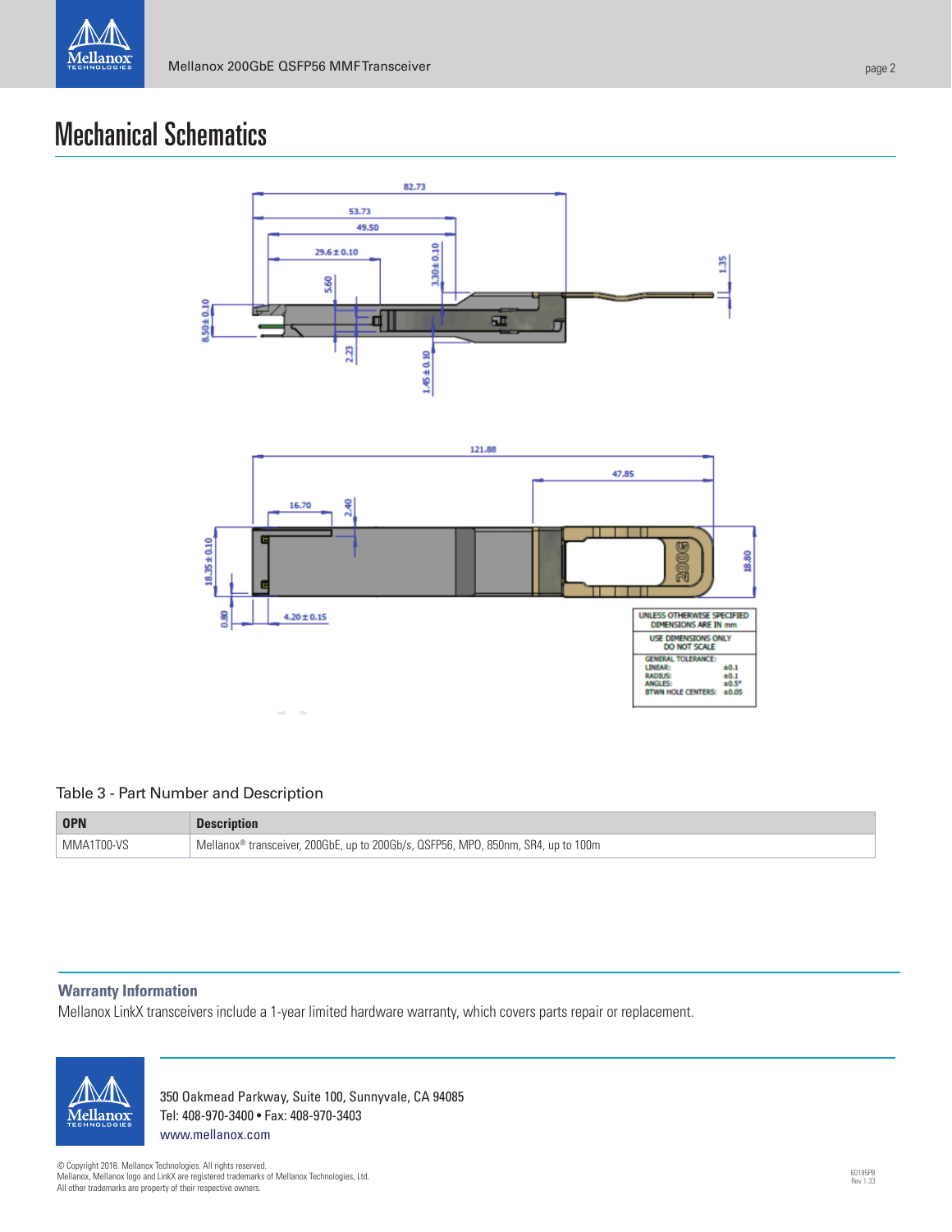# Mechanical Schematics

82.73

53.73

49.50

29.6 ± 0.10

3.30 ± 0.10

5.60

1.35

8.50 ± 0.10

2.23

1.45 ± 0.10

121.88

47.85

16.70

2.40

18.35 ± 0.10

18.80

0.80

4.20 ± 0.15

200G

UNLESS OTHERWISE SPECIFIED
DIMENSIONS ARE IN mm

USE DIMENSIONS ONLY
DO NOT SCALE

GENERAL TOLERANCE:
LINEAR: ±0.1
RADIUS: ±0.1
ANGLES: ±0.5°
BTWN HOLE CENTERS: ±0.05

Table 3 - Part Number and Description

| OPN | Description |
|---|---|
| MMA1T00-VS | Mellanox® transceiver, 200GbE, up to 200Gb/s, QSFP56, MPO, 850nm, SR4, up to 100m |

**Warranty Information**

Mellanox LinkX transceivers include a 1-year limited hardware warranty, which covers parts repair or replacement.

350 Oakmead Parkway, Suite 100, Sunnyvale, CA 94085
Tel: 408-970-3400 • Fax: 408-970-3403
www.mellanox.com

© Copyright 2018. Mellanox Technologies. All rights reserved.
Mellanox, Mellanox logo and LinkX are registered trademarks of Mellanox Technologies, Ltd.
All other trademarks are property of their respective owners.

60195PB
Rev 1.33